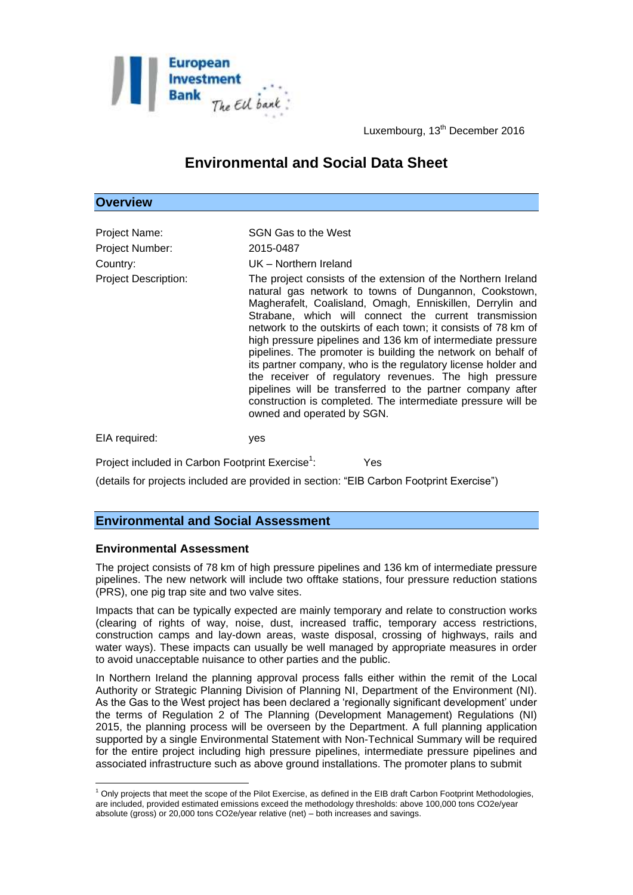Luxembourg, 13th December 2016

# Environmental and Social Data Sheet

## Overview

| | |
|---|---|
| Project Name: | SGN Gas to the West |
| Project Number: | 2015-0487 |
| Country: | UK – Northern Ireland |
| Project Description: | The project consists of the extension of the Northern Ireland natural gas network to towns of Dungannon, Cookstown, Magherafelt, Coalisland, Omagh, Enniskillen, Derrylin and Strabane, which will connect the current transmission network to the outskirts of each town; it consists of 78 km of high pressure pipelines and 136 km of intermediate pressure pipelines. The promoter is building the network on behalf of its partner company, who is the regulatory license holder and the receiver of regulatory revenues. The high pressure pipelines will be transferred to the partner company after construction is completed. The intermediate pressure will be owned and operated by SGN. |
| EIA required: | yes |

Project included in Carbon Footprint Exercise[1]: Yes

(details for projects included are provided in section: "EIB Carbon Footprint Exercise")

## Environmental and Social Assessment

### Environmental Assessment

The project consists of 78 km of high pressure pipelines and 136 km of intermediate pressure pipelines. The new network will include two offtake stations, four pressure reduction stations (PRS), one pig trap site and two valve sites.

Impacts that can be typically expected are mainly temporary and relate to construction works (clearing of rights of way, noise, dust, increased traffic, temporary access restrictions, construction camps and lay-down areas, waste disposal, crossing of highways, rails and water ways). These impacts can usually be well managed by appropriate measures in order to avoid unacceptable nuisance to other parties and the public.

In Northern Ireland the planning approval process falls either within the remit of the Local Authority or Strategic Planning Division of Planning NI, Department of the Environment (NI). As the Gas to the West project has been declared a 'regionally significant development' under the terms of Regulation 2 of The Planning (Development Management) Regulations (NI) 2015, the planning process will be overseen by the Department. A full planning application supported by a single Environmental Statement with Non-Technical Summary will be required for the entire project including high pressure pipelines, intermediate pressure pipelines and associated infrastructure such as above ground installations. The promoter plans to submit

[1] Only projects that meet the scope of the Pilot Exercise, as defined in the EIB draft Carbon Footprint Methodologies, are included, provided estimated emissions exceed the methodology thresholds: above 100,000 tons CO2e/year absolute (gross) or 20,000 tons CO2e/year relative (net) – both increases and savings.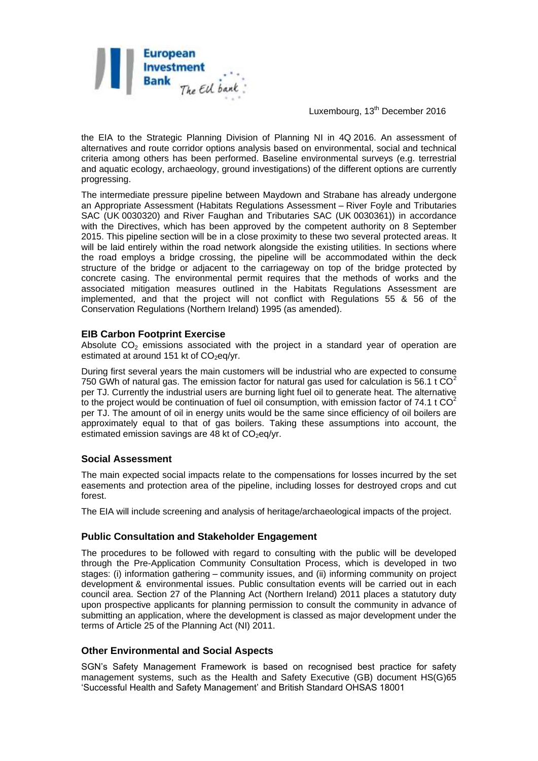the EIA to the Strategic Planning Division of Planning NI in 4Q 2016. An assessment of alternatives and route corridor options analysis based on environmental, social and technical criteria among others has been performed. Baseline environmental surveys (e.g. terrestrial and aquatic ecology, archaeology, ground investigations) of the different options are currently progressing.

The intermediate pressure pipeline between Maydown and Strabane has already undergone an Appropriate Assessment (Habitats Regulations Assessment – River Foyle and Tributaries SAC (UK 0030320) and River Faughan and Tributaries SAC (UK 0030361)) in accordance with the Directives, which has been approved by the competent authority on 8 September 2015. This pipeline section will be in a close proximity to these two several protected areas. It will be laid entirely within the road network alongside the existing utilities. In sections where the road employs a bridge crossing, the pipeline will be accommodated within the deck structure of the bridge or adjacent to the carriageway on top of the bridge protected by concrete casing. The environmental permit requires that the methods of works and the associated mitigation measures outlined in the Habitats Regulations Assessment are implemented, and that the project will not conflict with Regulations 55 & 56 of the Conservation Regulations (Northern Ireland) 1995 (as amended).

### EIB Carbon Footprint Exercise

Absolute $CO_2$ emissions associated with the project in a standard year of operation are estimated at around 151 kt of $CO_2$eq/yr.

During first several years the main customers will be industrial who are expected to consume 750 GWh of natural gas. The emission factor for natural gas used for calculation is 56.1 t $CO^2$ per TJ. Currently the industrial users are burning light fuel oil to generate heat. The alternative to the project would be continuation of fuel oil consumption, with emission factor of 74.1 t $CO^2$ per TJ. The amount of oil in energy units would be the same since efficiency of oil boilers are approximately equal to that of gas boilers. Taking these assumptions into account, the estimated emission savings are 48 kt of $CO_2$eq/yr.

### Social Assessment

The main expected social impacts relate to the compensations for losses incurred by the set easements and protection area of the pipeline, including losses for destroyed crops and cut forest.

The EIA will include screening and analysis of heritage/archaeological impacts of the project.

### Public Consultation and Stakeholder Engagement

The procedures to be followed with regard to consulting with the public will be developed through the Pre-Application Community Consultation Process, which is developed in two stages: (i) information gathering – community issues, and (ii) informing community on project development & environmental issues. Public consultation events will be carried out in each council area. Section 27 of the Planning Act (Northern Ireland) 2011 places a statutory duty upon prospective applicants for planning permission to consult the community in advance of submitting an application, where the development is classed as major development under the terms of Article 25 of the Planning Act (NI) 2011.

### Other Environmental and Social Aspects

SGN's Safety Management Framework is based on recognised best practice for safety management systems, such as the Health and Safety Executive (GB) document HS(G)65 'Successful Health and Safety Management' and British Standard OHSAS 18001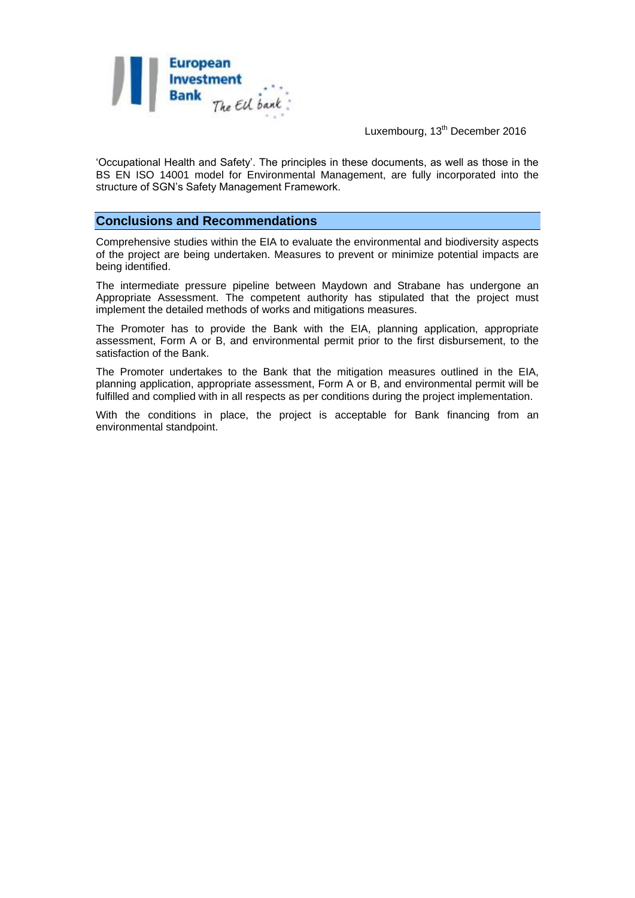'Occupational Health and Safety'. The principles in these documents, as well as those in the BS EN ISO 14001 model for Environmental Management, are fully incorporated into the structure of SGN's Safety Management Framework.

## Conclusions and Recommendations

Comprehensive studies within the EIA to evaluate the environmental and biodiversity aspects of the project are being undertaken. Measures to prevent or minimize potential impacts are being identified.

The intermediate pressure pipeline between Maydown and Strabane has undergone an Appropriate Assessment. The competent authority has stipulated that the project must implement the detailed methods of works and mitigations measures.

The Promoter has to provide the Bank with the EIA, planning application, appropriate assessment, Form A or B, and environmental permit prior to the first disbursement, to the satisfaction of the Bank.

The Promoter undertakes to the Bank that the mitigation measures outlined in the EIA, planning application, appropriate assessment, Form A or B, and environmental permit will be fulfilled and complied with in all respects as per conditions during the project implementation.

With the conditions in place, the project is acceptable for Bank financing from an environmental standpoint.